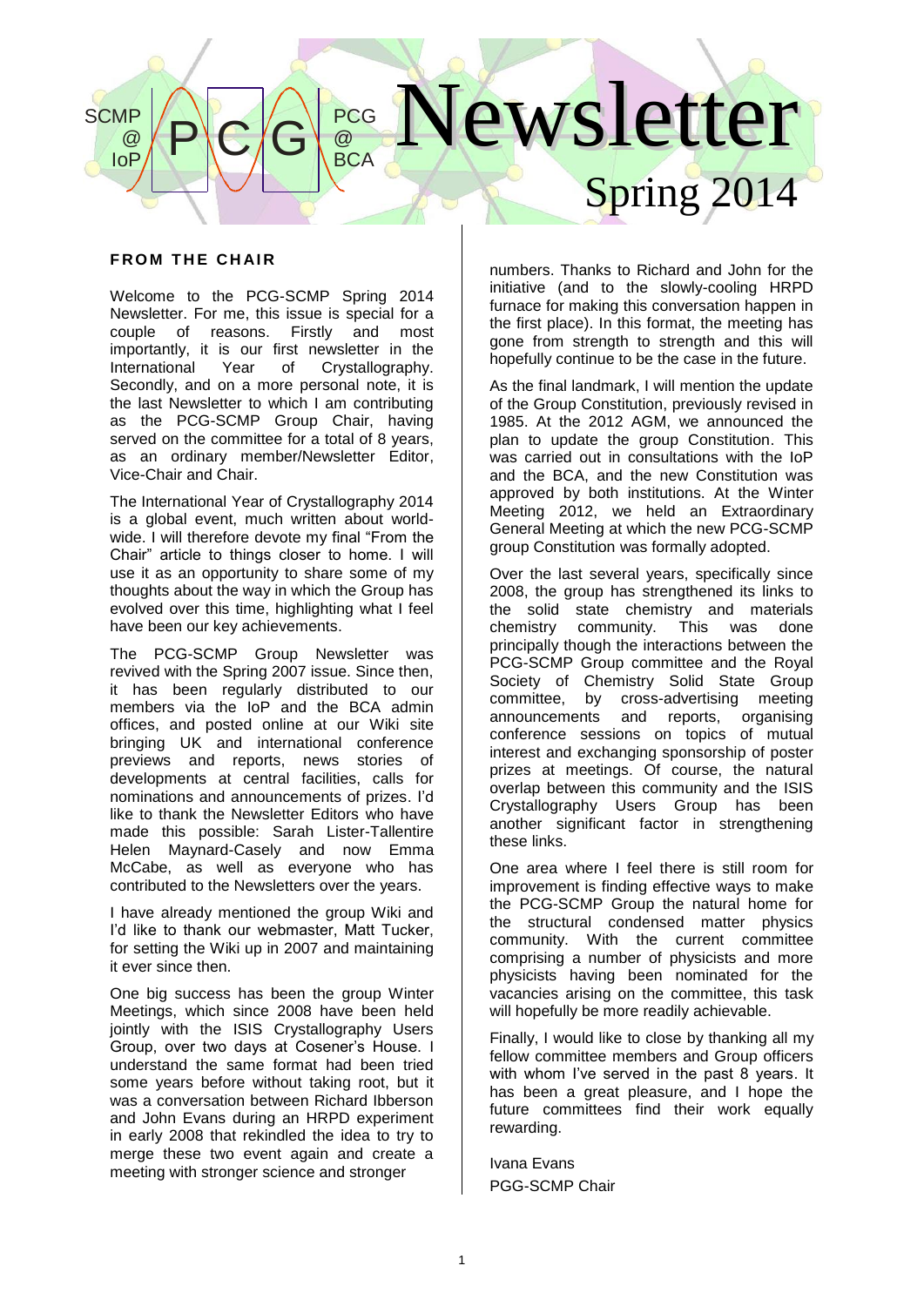# Newsletter

## Spring 2014

SCMP @ IoP — PCG — PCG @ BCA

## FROM THE CHAIR

Welcome to the PCG-SCMP Spring 2014 Newsletter. For me, this issue is special for a couple of reasons. Firstly and most importantly, it is our first newsletter in the International Year of Crystallography. Secondly, and on a more personal note, it is the last Newsletter to which I am contributing as the PCG-SCMP Group Chair, having served on the committee for a total of 8 years, as an ordinary member/Newsletter Editor, Vice-Chair and Chair.

The International Year of Crystallography 2014 is a global event, much written about world-wide. I will therefore devote my final "From the Chair" article to things closer to home. I will use it as an opportunity to share some of my thoughts about the way in which the Group has evolved over this time, highlighting what I feel have been our key achievements.

The PCG-SCMP Group Newsletter was revived with the Spring 2007 issue. Since then, it has been regularly distributed to our members via the IoP and the BCA admin offices, and posted online at our Wiki site bringing UK and international conference previews and reports, news stories of developments at central facilities, calls for nominations and announcements of prizes. I'd like to thank the Newsletter Editors who have made this possible: Sarah Lister-Tallentire Helen Maynard-Casely and now Emma McCabe, as well as everyone who has contributed to the Newsletters over the years.

I have already mentioned the group Wiki and I'd like to thank our webmaster, Matt Tucker, for setting the Wiki up in 2007 and maintaining it ever since then.

One big success has been the group Winter Meetings, which since 2008 have been held jointly with the ISIS Crystallography Users Group, over two days at Cosener's House. I understand the same format had been tried some years before without taking root, but it was a conversation between Richard Ibberson and John Evans during an HRPD experiment in early 2008 that rekindled the idea to try to merge these two event again and create a meeting with stronger science and stronger numbers. Thanks to Richard and John for the initiative (and to the slowly-cooling HRPD furnace for making this conversation happen in the first place). In this format, the meeting has gone from strength to strength and this will hopefully continue to be the case in the future.

As the final landmark, I will mention the update of the Group Constitution, previously revised in 1985. At the 2012 AGM, we announced the plan to update the group Constitution. This was carried out in consultations with the IoP and the BCA, and the new Constitution was approved by both institutions. At the Winter Meeting 2012, we held an Extraordinary General Meeting at which the new PCG-SCMP group Constitution was formally adopted.

Over the last several years, specifically since 2008, the group has strengthened its links to the solid state chemistry and materials chemistry community. This was done principally though the interactions between the PCG-SCMP Group committee and the Royal Society of Chemistry Solid State Group committee, by cross-advertising meeting announcements and reports, organising conference sessions on topics of mutual interest and exchanging sponsorship of poster prizes at meetings. Of course, the natural overlap between this community and the ISIS Crystallography Users Group has been another significant factor in strengthening these links.

One area where I feel there is still room for improvement is finding effective ways to make the PCG-SCMP Group the natural home for the structural condensed matter physics community. With the current committee comprising a number of physicists and more physicists having been nominated for the vacancies arising on the committee, this task will hopefully be more readily achievable.

Finally, I would like to close by thanking all my fellow committee members and Group officers with whom I've served in the past 8 years. It has been a great pleasure, and I hope the future committees find their work equally rewarding.

Ivana Evans  
PGG-SCMP Chair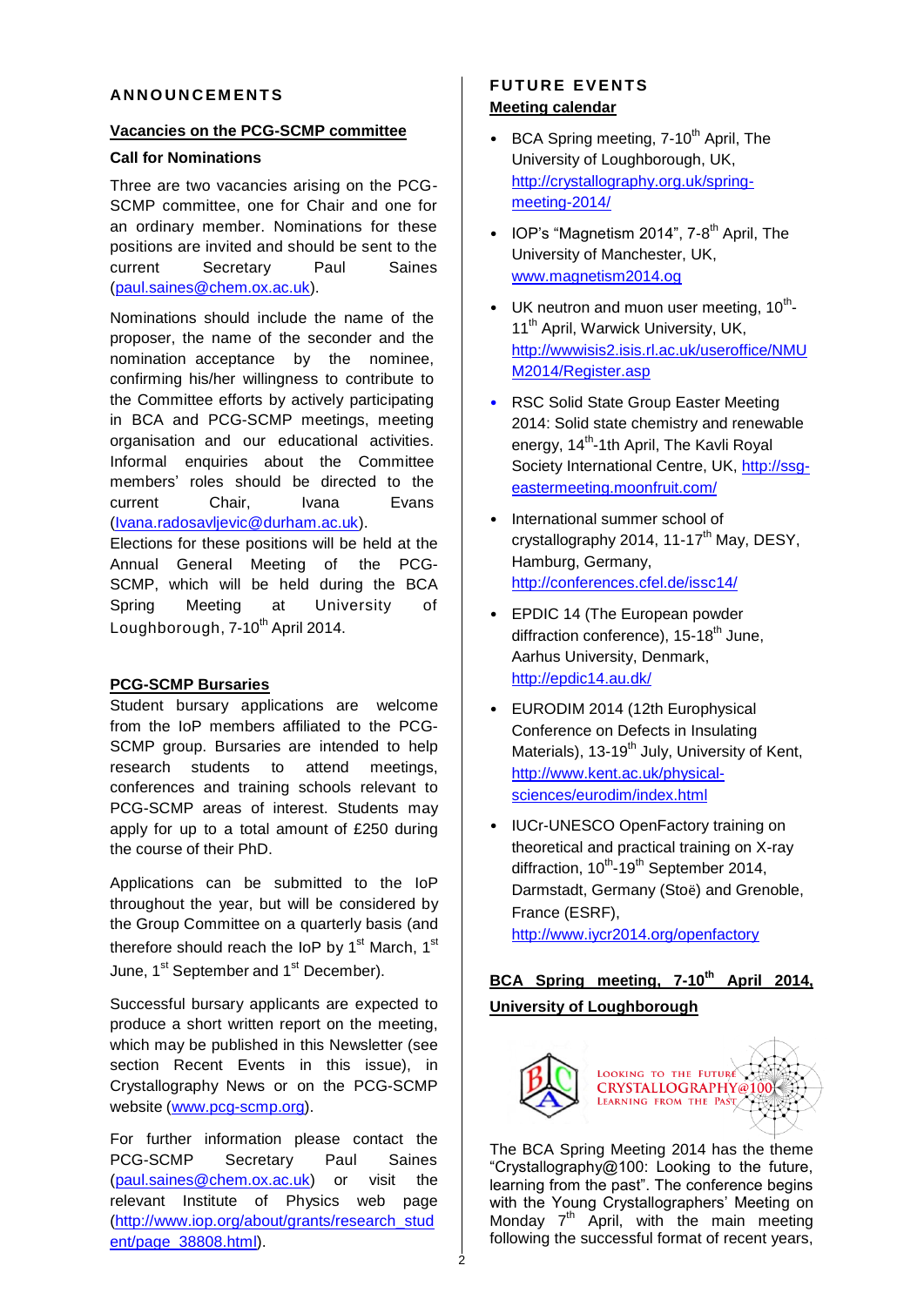## ANNOUNCEMENTS

### Vacancies on the PCG-SCMP committee

**Call for Nominations**

Three are two vacancies arising on the PCG-SCMP committee, one for Chair and one for an ordinary member. Nominations for these positions are invited and should be sent to the current Secretary Paul Saines (paul.saines@chem.ox.ac.uk).

Nominations should include the name of the proposer, the name of the seconder and the nomination acceptance by the nominee, confirming his/her willingness to contribute to the Committee efforts by actively participating in BCA and PCG-SCMP meetings, meeting organisation and our educational activities. Informal enquiries about the Committee members' roles should be directed to the current Chair, Ivana Evans (Ivana.radosavljevic@durham.ac.uk). Elections for these positions will be held at the Annual General Meeting of the PCG-SCMP, which will be held during the BCA Spring Meeting at University of Loughborough, 7-10th April 2014.

### PCG-SCMP Bursaries

Student bursary applications are welcome from the IoP members affiliated to the PCG-SCMP group. Bursaries are intended to help research students to attend meetings, conferences and training schools relevant to PCG-SCMP areas of interest. Students may apply for up to a total amount of £250 during the course of their PhD.

Applications can be submitted to the IoP throughout the year, but will be considered by the Group Committee on a quarterly basis (and therefore should reach the IoP by 1st March, 1st June, 1st September and 1st December).

Successful bursary applicants are expected to produce a short written report on the meeting, which may be published in this Newsletter (see section Recent Events in this issue), in Crystallography News or on the PCG-SCMP website (www.pcg-scmp.org).

For further information please contact the PCG-SCMP Secretary Paul Saines (paul.saines@chem.ox.ac.uk) or visit the relevant Institute of Physics web page (http://www.iop.org/about/grants/research_student/page_38808.html).

## FUTURE EVENTS

### Meeting calendar

- BCA Spring meeting, 7-10th April, The University of Loughborough, UK, http://crystallography.org.uk/spring-meeting-2014/
- IOP's "Magnetism 2014", 7-8th April, The University of Manchester, UK, www.magnetism2014.og
- UK neutron and muon user meeting, 10th-11th April, Warwick University, UK, http://wwwisis2.isis.rl.ac.uk/useroffice/NMUM2014/Register.asp
- RSC Solid State Group Easter Meeting 2014: Solid state chemistry and renewable energy, 14th-1th April, The Kavli Royal Society International Centre, UK, http://ssg-eastermeeting.moonfruit.com/
- International summer school of crystallography 2014, 11-17th May, DESY, Hamburg, Germany, http://conferences.cfel.de/issc14/
- EPDIC 14 (The European powder diffraction conference), 15-18th June, Aarhus University, Denmark, http://epdic14.au.dk/
- EURODIM 2014 (12th Europhysical Conference on Defects in Insulating Materials), 13-19th July, University of Kent, http://www.kent.ac.uk/physical-sciences/eurodim/index.html
- IUCr-UNESCO OpenFactory training on theoretical and practical training on X-ray diffraction, 10th-19th September 2014, Darmstadt, Germany (Stoë) and Grenoble, France (ESRF), http://www.iycr2014.org/openfactory

### BCA Spring meeting, 7-10th April 2014, University of Loughborough

The BCA Spring Meeting 2014 has the theme "Crystallography@100: Looking to the future, learning from the past". The conference begins with the Young Crystallographers' Meeting on Monday 7th April, with the main meeting following the successful format of recent years,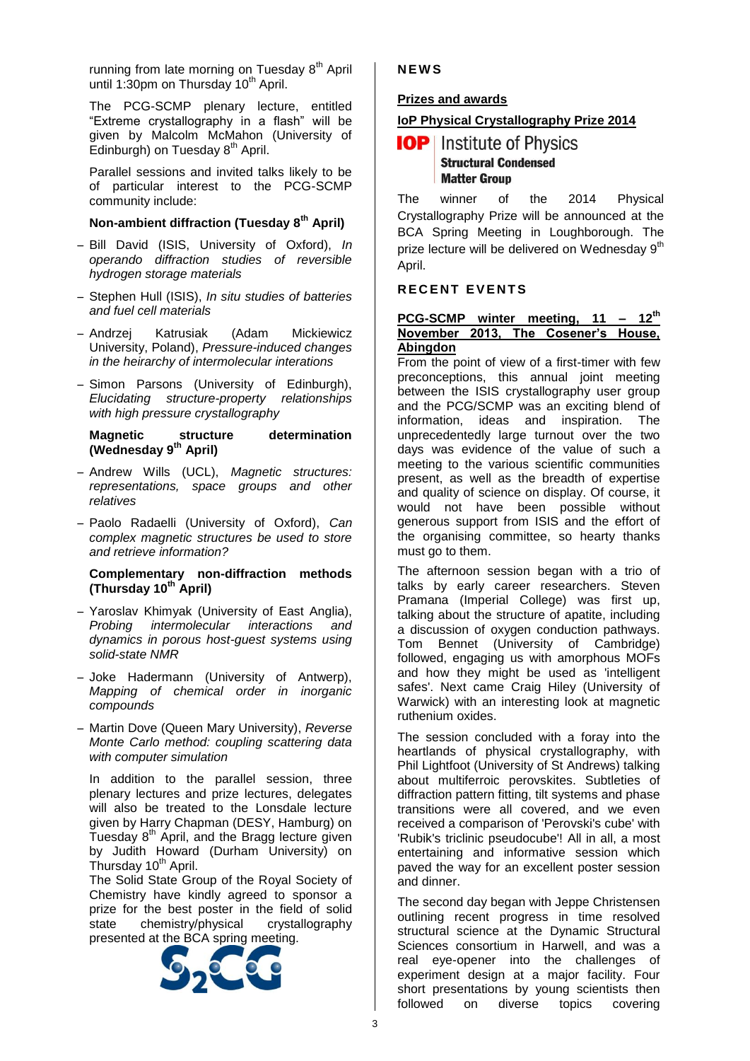running from late morning on Tuesday 8th April until 1:30pm on Thursday 10th April.

The PCG-SCMP plenary lecture, entitled "Extreme crystallography in a flash" will be given by Malcolm McMahon (University of Edinburgh) on Tuesday 8th April.

Parallel sessions and invited talks likely to be of particular interest to the PCG-SCMP community include:

**Non-ambient diffraction (Tuesday 8th April)**

- Bill David (ISIS, University of Oxford), *In operando diffraction studies of reversible hydrogen storage materials*
- Stephen Hull (ISIS), *In situ studies of batteries and fuel cell materials*
- Andrzej Katrusiak (Adam Mickiewicz University, Poland), *Pressure-induced changes in the heirarchy of intermolecular interations*
- Simon Parsons (University of Edinburgh), *Elucidating structure-property relationships with high pressure crystallography*

**Magnetic structure determination (Wednesday 9th April)**

- Andrew Wills (UCL), *Magnetic structures: representations, space groups and other relatives*
- Paolo Radaelli (University of Oxford), *Can complex magnetic structures be used to store and retrieve information?*

**Complementary non-diffraction methods (Thursday 10th April)**

- Yaroslav Khimyak (University of East Anglia), *Probing intermolecular interactions and dynamics in porous host-guest systems using solid-state NMR*
- Joke Hadermann (University of Antwerp), *Mapping of chemical order in inorganic compounds*
- Martin Dove (Queen Mary University), *Reverse Monte Carlo method: coupling scattering data with computer simulation*

In addition to the parallel session, three plenary lectures and prize lectures, delegates will also be treated to the Lonsdale lecture given by Harry Chapman (DESY, Hamburg) on Tuesday 8th April, and the Bragg lecture given by Judith Howard (Durham University) on Thursday 10th April.

The Solid State Group of the Royal Society of Chemistry have kindly agreed to sponsor a prize for the best poster in the field of solid state chemistry/physical crystallography presented at the BCA spring meeting.

# NEWS

## Prizes and awards

### IoP Physical Crystallography Prize 2014

IOP Institute of Physics Structural Condensed Matter Group

The winner of the 2014 Physical Crystallography Prize will be announced at the BCA Spring Meeting in Loughborough. The prize lecture will be delivered on Wednesday 9th April.

# RECENT EVENTS

### PCG-SCMP winter meeting, 11 – 12th November 2013, The Cosener's House, Abingdon

From the point of view of a first-timer with few preconceptions, this annual joint meeting between the ISIS crystallography user group and the PCG/SCMP was an exciting blend of information, ideas and inspiration. The unprecedentedly large turnout over the two days was evidence of the value of such a meeting to the various scientific communities present, as well as the breadth of expertise and quality of science on display. Of course, it would not have been possible without generous support from ISIS and the effort of the organising committee, so hearty thanks must go to them.

The afternoon session began with a trio of talks by early career researchers. Steven Pramana (Imperial College) was first up, talking about the structure of apatite, including a discussion of oxygen conduction pathways. Tom Bennet (University of Cambridge) followed, engaging us with amorphous MOFs and how they might be used as 'intelligent safes'. Next came Craig Hiley (University of Warwick) with an interesting look at magnetic ruthenium oxides.

The session concluded with a foray into the heartlands of physical crystallography, with Phil Lightfoot (University of St Andrews) talking about multiferroic perovskites. Subtleties of diffraction pattern fitting, tilt systems and phase transitions were all covered, and we even received a comparison of 'Perovski's cube' with 'Rubik's triclinic pseudocube'! All in all, a most entertaining and informative session which paved the way for an excellent poster session and dinner.

The second day began with Jeppe Christensen outlining recent progress in time resolved structural science at the Dynamic Structural Sciences consortium in Harwell, and was a real eye-opener into the challenges of experiment design at a major facility. Four short presentations by young scientists then followed on diverse topics covering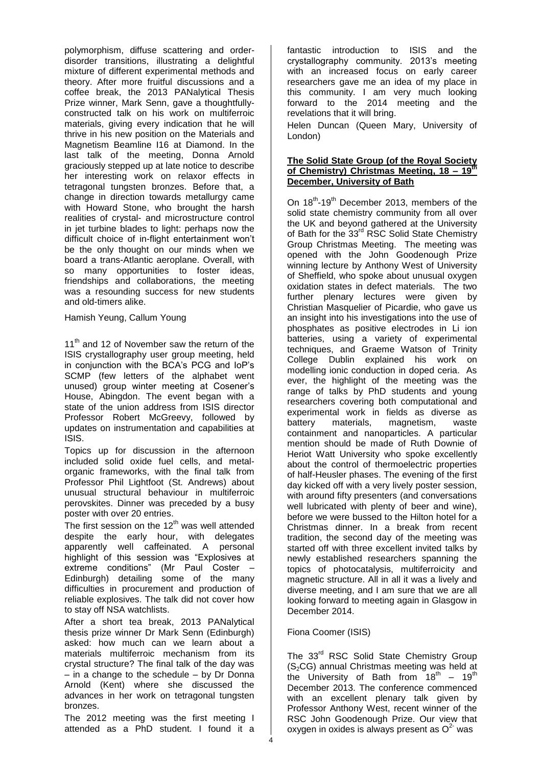polymorphism, diffuse scattering and order-disorder transitions, illustrating a delightful mixture of different experimental methods and theory. After more fruitful discussions and a coffee break, the 2013 PANalytical Thesis Prize winner, Mark Senn, gave a thoughtfully-constructed talk on his work on multiferroic materials, giving every indication that he will thrive in his new position on the Materials and Magnetism Beamline I16 at Diamond. In the last talk of the meeting, Donna Arnold graciously stepped up at late notice to describe her interesting work on relaxor effects in tetragonal tungsten bronzes. Before that, a change in direction towards metallurgy came with Howard Stone, who brought the harsh realities of crystal- and microstructure control in jet turbine blades to light: perhaps now the difficult choice of in-flight entertainment won't be the only thought on our minds when we board a trans-Atlantic aeroplane. Overall, with so many opportunities to foster ideas, friendships and collaborations, the meeting was a resounding success for new students and old-timers alike.

Hamish Yeung, Callum Young

11th and 12 of November saw the return of the ISIS crystallography user group meeting, held in conjunction with the BCA's PCG and IoP's SCMP (few letters of the alphabet went unused) group winter meeting at Cosener's House, Abingdon. The event began with a state of the union address from ISIS director Professor Robert McGreevy, followed by updates on instrumentation and capabilities at ISIS.

Topics up for discussion in the afternoon included solid oxide fuel cells, and metal-organic frameworks, with the final talk from Professor Phil Lightfoot (St. Andrews) about unusual structural behaviour in multiferroic perovskites. Dinner was preceded by a busy poster with over 20 entries.

The first session on the 12th was well attended despite the early hour, with delegates apparently well caffeinated. A personal highlight of this session was "Explosives at extreme conditions" (Mr Paul Coster – Edinburgh) detailing some of the many difficulties in procurement and production of reliable explosives. The talk did not cover how to stay off NSA watchlists.

After a short tea break, 2013 PANalytical thesis prize winner Dr Mark Senn (Edinburgh) asked: how much can we learn about a materials multiferroic mechanism from its crystal structure? The final talk of the day was – in a change to the schedule – by Dr Donna Arnold (Kent) where she discussed the advances in her work on tetragonal tungsten bronzes.

The 2012 meeting was the first meeting I attended as a PhD student. I found it a fantastic introduction to ISIS and the crystallography community. 2013's meeting with an increased focus on early career researchers gave me an idea of my place in this community. I am very much looking forward to the 2014 meeting and the revelations that it will bring.

Helen Duncan (Queen Mary, University of London)

## **The Solid State Group (of the Royal Society of Chemistry) Christmas Meeting, 18 – 19th December, University of Bath**

On 18th-19th December 2013, members of the solid state chemistry community from all over the UK and beyond gathered at the University of Bath for the 33rd RSC Solid State Chemistry Group Christmas Meeting. The meeting was opened with the John Goodenough Prize winning lecture by Anthony West of University of Sheffield, who spoke about unusual oxygen oxidation states in defect materials. The two further plenary lectures were given by Christian Masquelier of Picardie, who gave us an insight into his investigations into the use of phosphates as positive electrodes in Li ion batteries, using a variety of experimental techniques, and Graeme Watson of Trinity College Dublin explained his work on modelling ionic conduction in doped ceria. As ever, the highlight of the meeting was the range of talks by PhD students and young researchers covering both computational and experimental work in fields as diverse as battery materials, magnetism, waste containment and nanoparticles. A particular mention should be made of Ruth Downie of Heriot Watt University who spoke excellently about the control of thermoelectric properties of half-Heusler phases. The evening of the first day kicked off with a very lively poster session, with around fifty presenters (and conversations well lubricated with plenty of beer and wine), before we were bussed to the Hilton hotel for a Christmas dinner. In a break from recent tradition, the second day of the meeting was started off with three excellent invited talks by newly established researchers spanning the topics of photocatalysis, multiferroicity and magnetic structure. All in all it was a lively and diverse meeting, and I am sure that we are all looking forward to meeting again in Glasgow in December 2014.

Fiona Coomer (ISIS)

The 33rd RSC Solid State Chemistry Group ($S_2CG$) annual Christmas meeting was held at the University of Bath from 18th – 19th December 2013. The conference commenced with an excellent plenary talk given by Professor Anthony West, recent winner of the RSC John Goodenough Prize. Our view that oxygen in oxides is always present as $O^{2-}$ was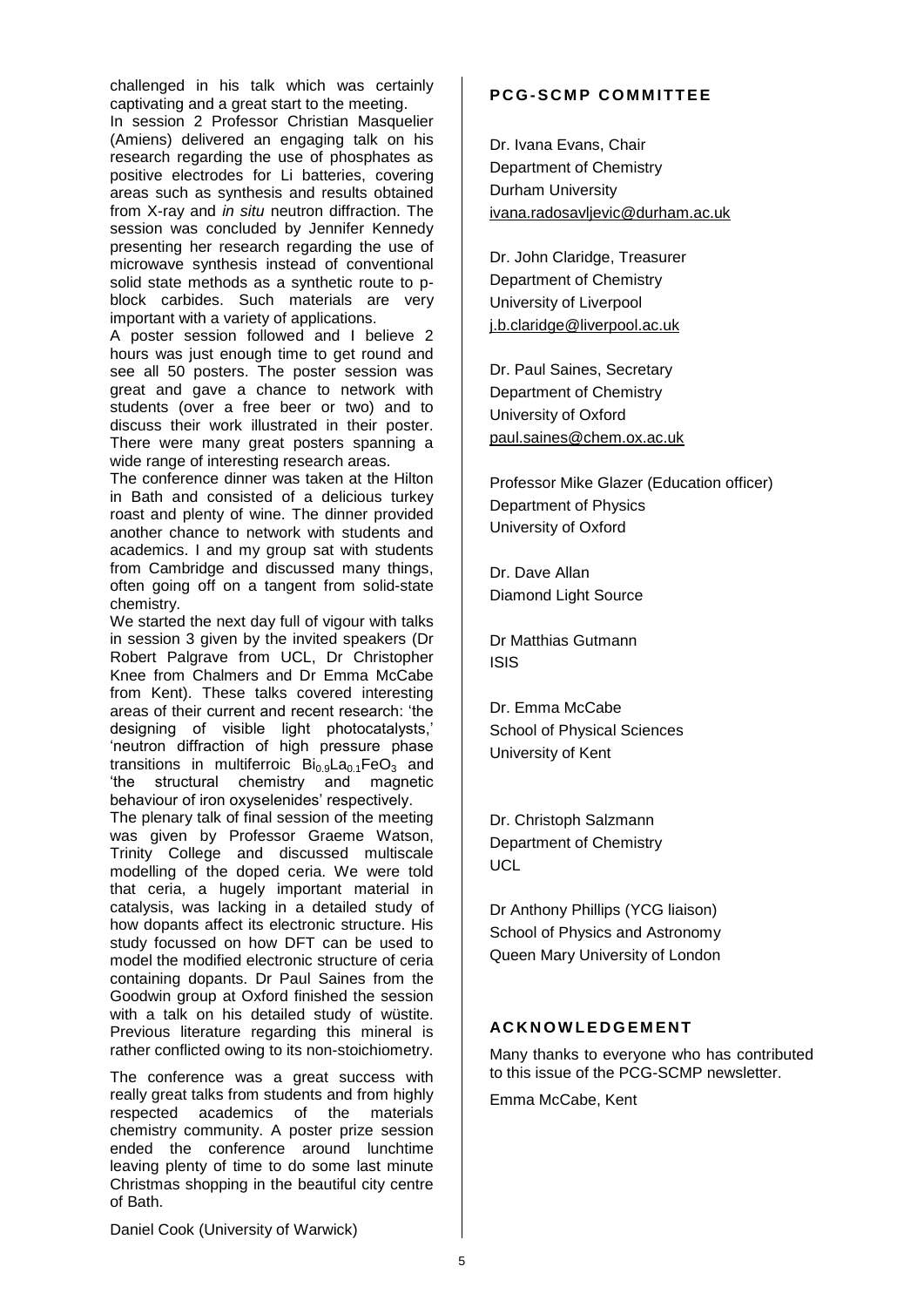challenged in his talk which was certainly captivating and a great start to the meeting.

In session 2 Professor Christian Masquelier (Amiens) delivered an engaging talk on his research regarding the use of phosphates as positive electrodes for Li batteries, covering areas such as synthesis and results obtained from X-ray and *in situ* neutron diffraction. The session was concluded by Jennifer Kennedy presenting her research regarding the use of microwave synthesis instead of conventional solid state methods as a synthetic route to p-block carbides. Such materials are very important with a variety of applications.

A poster session followed and I believe 2 hours was just enough time to get round and see all 50 posters. The poster session was great and gave a chance to network with students (over a free beer or two) and to discuss their work illustrated in their poster. There were many great posters spanning a wide range of interesting research areas.

The conference dinner was taken at the Hilton in Bath and consisted of a delicious turkey roast and plenty of wine. The dinner provided another chance to network with students and academics. I and my group sat with students from Cambridge and discussed many things, often going off on a tangent from solid-state chemistry.

We started the next day full of vigour with talks in session 3 given by the invited speakers (Dr Robert Palgrave from UCL, Dr Christopher Knee from Chalmers and Dr Emma McCabe from Kent). These talks covered interesting areas of their current and recent research: 'the designing of visible light photocatalysts,' 'neutron diffraction of high pressure phase transitions in multiferroic $Bi_{0.9}La_{0.1}FeO_3$ and 'the structural chemistry and magnetic behaviour of iron oxyselenides' respectively.

The plenary talk of final session of the meeting was given by Professor Graeme Watson, Trinity College and discussed multiscale modelling of the doped ceria. We were told that ceria, a hugely important material in catalysis, was lacking in a detailed study of how dopants affect its electronic structure. His study focussed on how DFT can be used to model the modified electronic structure of ceria containing dopants. Dr Paul Saines from the Goodwin group at Oxford finished the session with a talk on his detailed study of wüstite. Previous literature regarding this mineral is rather conflicted owing to its non-stoichiometry.

The conference was a great success with really great talks from students and from highly respected academics of the materials chemistry community. A poster prize session ended the conference around lunchtime leaving plenty of time to do some last minute Christmas shopping in the beautiful city centre of Bath.

Daniel Cook (University of Warwick)

## PCG-SCMP COMMITTEE

Dr. Ivana Evans, Chair
Department of Chemistry
Durham University
ivana.radosavljevic@durham.ac.uk

Dr. John Claridge, Treasurer
Department of Chemistry
University of Liverpool
j.b.claridge@liverpool.ac.uk

Dr. Paul Saines, Secretary
Department of Chemistry
University of Oxford
paul.saines@chem.ox.ac.uk

Professor Mike Glazer (Education officer)
Department of Physics
University of Oxford

Dr. Dave Allan
Diamond Light Source

Dr Matthias Gutmann
ISIS

Dr. Emma McCabe
School of Physical Sciences
University of Kent

Dr. Christoph Salzmann
Department of Chemistry
UCL

Dr Anthony Phillips (YCG liaison)
School of Physics and Astronomy
Queen Mary University of London

## ACKNOWLEDGEMENT

Many thanks to everyone who has contributed to this issue of the PCG-SCMP newsletter.

Emma McCabe, Kent